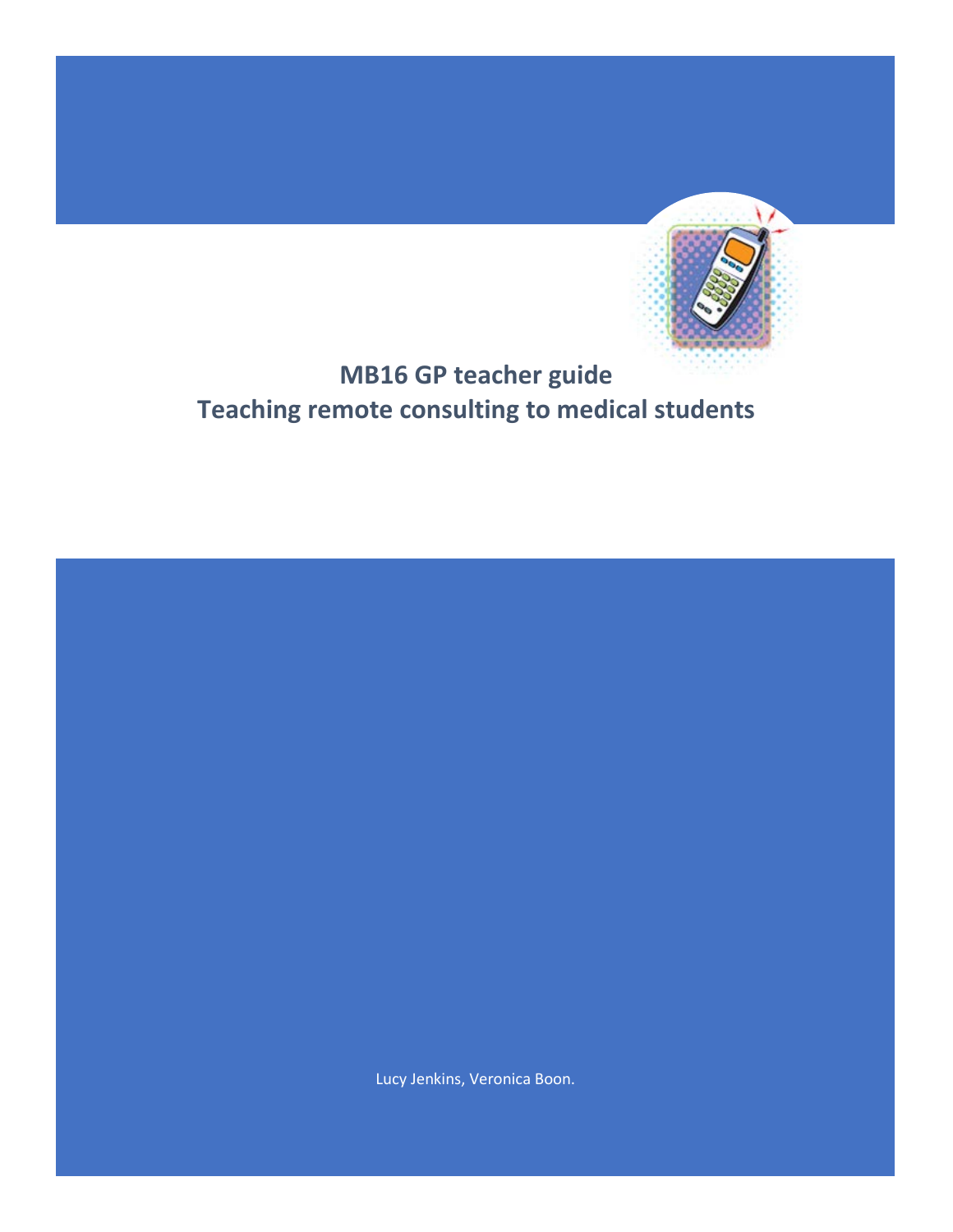# MB16 GP teacher guide
# Teaching remote consulting to medical students

Lucy Jenkins, Veronica Boon.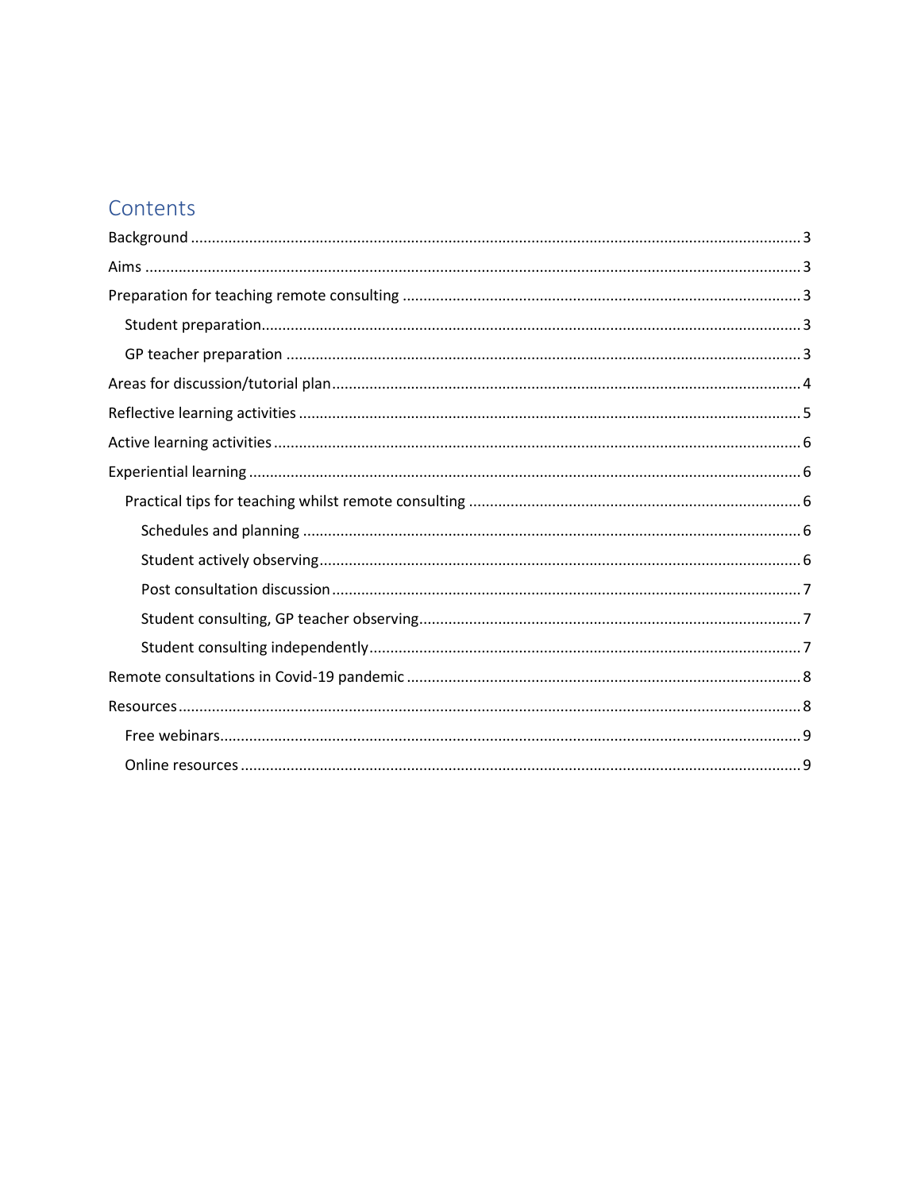# Contents

- Background ... 3
- Aims ... 3
- Preparation for teaching remote consulting ... 3
  - Student preparation ... 3
  - GP teacher preparation ... 3
- Areas for discussion/tutorial plan ... 4
- Reflective learning activities ... 5
- Active learning activities ... 6
- Experiential learning ... 6
  - Practical tips for teaching whilst remote consulting ... 6
    - Schedules and planning ... 6
    - Student actively observing ... 6
    - Post consultation discussion ... 7
    - Student consulting, GP teacher observing ... 7
    - Student consulting independently ... 7
- Remote consultations in Covid-19 pandemic ... 8
- Resources ... 8
  - Free webinars ... 9
  - Online resources ... 9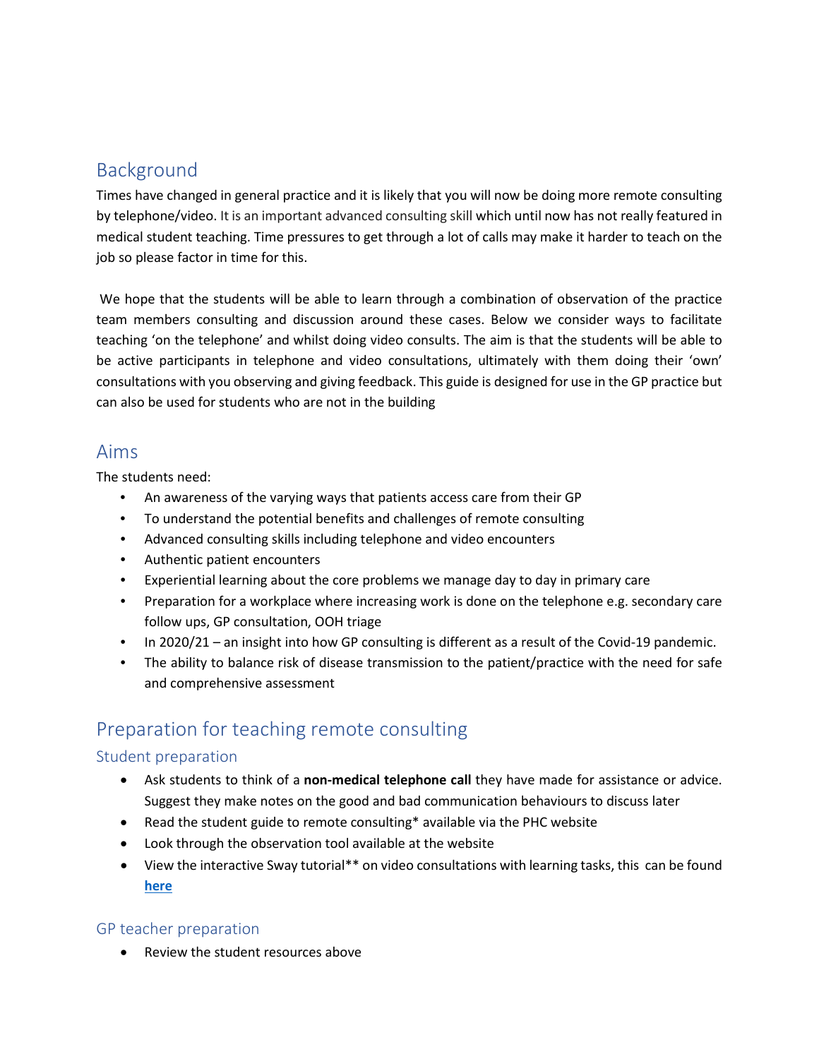## Background

Times have changed in general practice and it is likely that you will now be doing more remote consulting by telephone/video. It is an important advanced consulting skill which until now has not really featured in medical student teaching. Time pressures to get through a lot of calls may make it harder to teach on the job so please factor in time for this.

We hope that the students will be able to learn through a combination of observation of the practice team members consulting and discussion around these cases. Below we consider ways to facilitate teaching 'on the telephone' and whilst doing video consults. The aim is that the students will be able to be active participants in telephone and video consultations, ultimately with them doing their 'own' consultations with you observing and giving feedback. This guide is designed for use in the GP practice but can also be used for students who are not in the building

## Aims

The students need:

- An awareness of the varying ways that patients access care from their GP
- To understand the potential benefits and challenges of remote consulting
- Advanced consulting skills including telephone and video encounters
- Authentic patient encounters
- Experiential learning about the core problems we manage day to day in primary care
- Preparation for a workplace where increasing work is done on the telephone e.g. secondary care follow ups, GP consultation, OOH triage
- In 2020/21 – an insight into how GP consulting is different as a result of the Covid-19 pandemic.
- The ability to balance risk of disease transmission to the patient/practice with the need for safe and comprehensive assessment

## Preparation for teaching remote consulting

### Student preparation

- Ask students to think of a **non-medical telephone call** they have made for assistance or advice. Suggest they make notes on the good and bad communication behaviours to discuss later
- Read the student guide to remote consulting* available via the PHC website
- Look through the observation tool available at the website
- View the interactive Sway tutorial** on video consultations with learning tasks, this can be found **here**

### GP teacher preparation

- Review the student resources above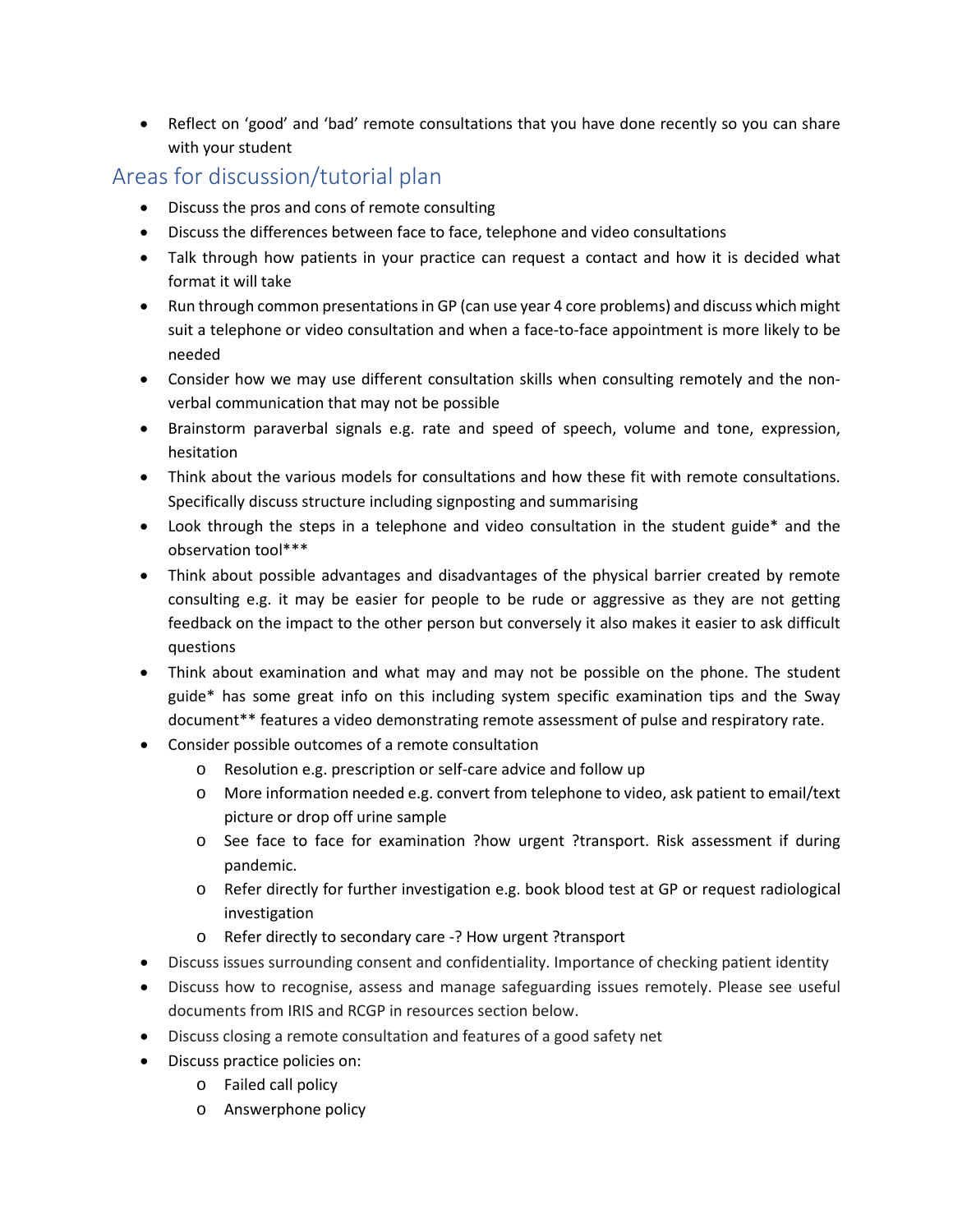- Reflect on 'good' and 'bad' remote consultations that you have done recently so you can share with your student

## Areas for discussion/tutorial plan

- Discuss the pros and cons of remote consulting
- Discuss the differences between face to face, telephone and video consultations
- Talk through how patients in your practice can request a contact and how it is decided what format it will take
- Run through common presentations in GP (can use year 4 core problems) and discuss which might suit a telephone or video consultation and when a face-to-face appointment is more likely to be needed
- Consider how we may use different consultation skills when consulting remotely and the non-verbal communication that may not be possible
- Brainstorm paraverbal signals e.g. rate and speed of speech, volume and tone, expression, hesitation
- Think about the various models for consultations and how these fit with remote consultations. Specifically discuss structure including signposting and summarising
- Look through the steps in a telephone and video consultation in the student guide* and the observation tool***
- Think about possible advantages and disadvantages of the physical barrier created by remote consulting e.g. it may be easier for people to be rude or aggressive as they are not getting feedback on the impact to the other person but conversely it also makes it easier to ask difficult questions
- Think about examination and what may and may not be possible on the phone. The student guide* has some great info on this including system specific examination tips and the Sway document** features a video demonstrating remote assessment of pulse and respiratory rate.
- Consider possible outcomes of a remote consultation
    - Resolution e.g. prescription or self-care advice and follow up
    - More information needed e.g. convert from telephone to video, ask patient to email/text picture or drop off urine sample
    - See face to face for examination ?how urgent ?transport. Risk assessment if during pandemic.
    - Refer directly for further investigation e.g. book blood test at GP or request radiological investigation
    - Refer directly to secondary care -? How urgent ?transport
- Discuss issues surrounding consent and confidentiality. Importance of checking patient identity
- Discuss how to recognise, assess and manage safeguarding issues remotely. Please see useful documents from IRIS and RCGP in resources section below.
- Discuss closing a remote consultation and features of a good safety net
- Discuss practice policies on:
    - Failed call policy
    - Answerphone policy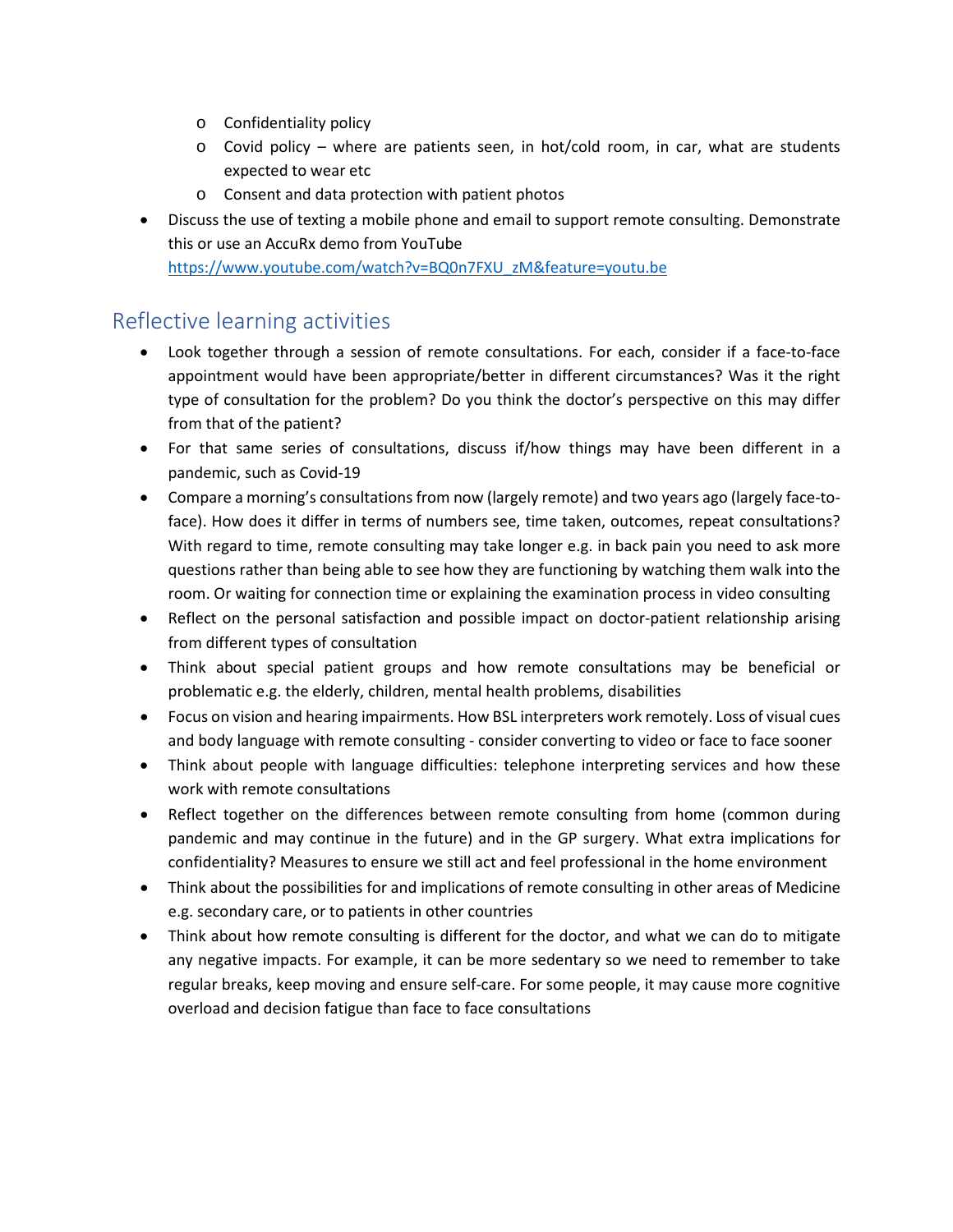- Confidentiality policy
  - Covid policy – where are patients seen, in hot/cold room, in car, what are students expected to wear etc
  - Consent and data protection with patient photos
- Discuss the use of texting a mobile phone and email to support remote consulting. Demonstrate this or use an AccuRx demo from YouTube https://www.youtube.com/watch?v=BQ0n7FXU_zM&feature=youtu.be

## Reflective learning activities

- Look together through a session of remote consultations. For each, consider if a face-to-face appointment would have been appropriate/better in different circumstances? Was it the right type of consultation for the problem? Do you think the doctor's perspective on this may differ from that of the patient?
- For that same series of consultations, discuss if/how things may have been different in a pandemic, such as Covid-19
- Compare a morning's consultations from now (largely remote) and two years ago (largely face-to-face). How does it differ in terms of numbers see, time taken, outcomes, repeat consultations? With regard to time, remote consulting may take longer e.g. in back pain you need to ask more questions rather than being able to see how they are functioning by watching them walk into the room. Or waiting for connection time or explaining the examination process in video consulting
- Reflect on the personal satisfaction and possible impact on doctor-patient relationship arising from different types of consultation
- Think about special patient groups and how remote consultations may be beneficial or problematic e.g. the elderly, children, mental health problems, disabilities
- Focus on vision and hearing impairments. How BSL interpreters work remotely. Loss of visual cues and body language with remote consulting - consider converting to video or face to face sooner
- Think about people with language difficulties: telephone interpreting services and how these work with remote consultations
- Reflect together on the differences between remote consulting from home (common during pandemic and may continue in the future) and in the GP surgery. What extra implications for confidentiality? Measures to ensure we still act and feel professional in the home environment
- Think about the possibilities for and implications of remote consulting in other areas of Medicine e.g. secondary care, or to patients in other countries
- Think about how remote consulting is different for the doctor, and what we can do to mitigate any negative impacts. For example, it can be more sedentary so we need to remember to take regular breaks, keep moving and ensure self-care. For some people, it may cause more cognitive overload and decision fatigue than face to face consultations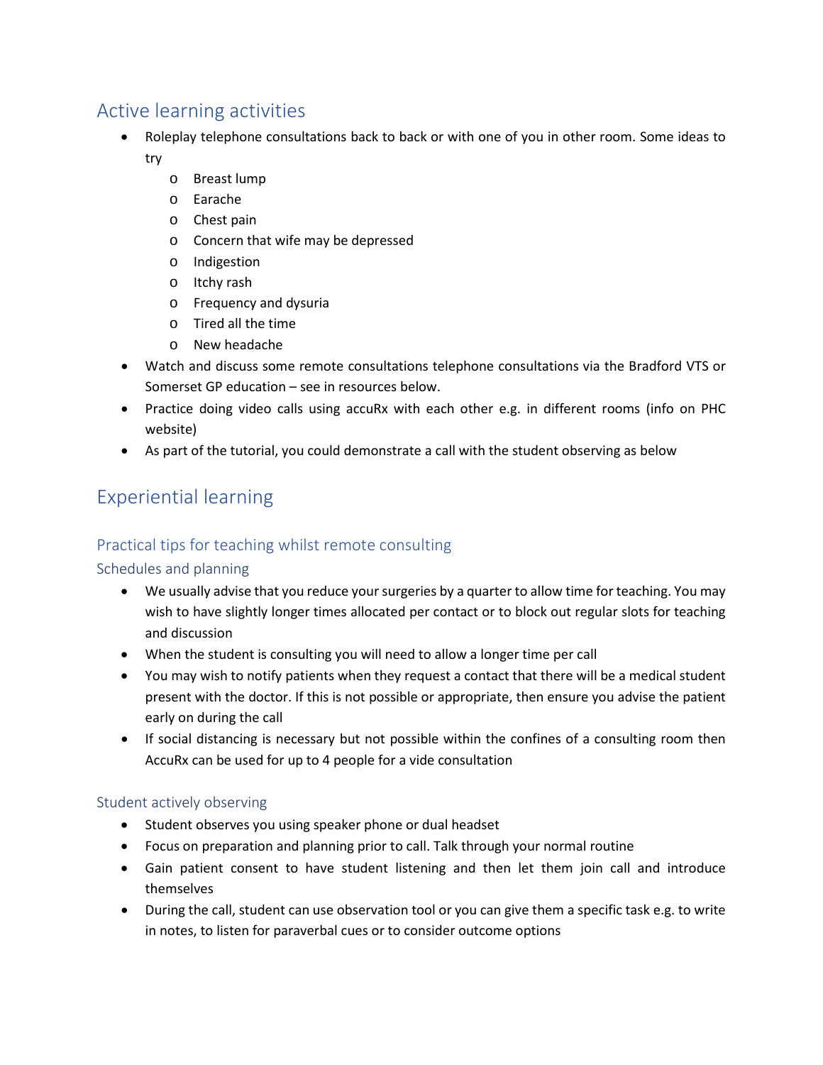## Active learning activities

- Roleplay telephone consultations back to back or with one of you in other room. Some ideas to try
  - Breast lump
  - Earache
  - Chest pain
  - Concern that wife may be depressed
  - Indigestion
  - Itchy rash
  - Frequency and dysuria
  - Tired all the time
  - New headache
- Watch and discuss some remote consultations telephone consultations via the Bradford VTS or Somerset GP education – see in resources below.
- Practice doing video calls using accuRx with each other e.g. in different rooms (info on PHC website)
- As part of the tutorial, you could demonstrate a call with the student observing as below

## Experiential learning

### Practical tips for teaching whilst remote consulting

#### Schedules and planning

- We usually advise that you reduce your surgeries by a quarter to allow time for teaching. You may wish to have slightly longer times allocated per contact or to block out regular slots for teaching and discussion
- When the student is consulting you will need to allow a longer time per call
- You may wish to notify patients when they request a contact that there will be a medical student present with the doctor. If this is not possible or appropriate, then ensure you advise the patient early on during the call
- If social distancing is necessary but not possible within the confines of a consulting room then AccuRx can be used for up to 4 people for a vide consultation

#### Student actively observing

- Student observes you using speaker phone or dual headset
- Focus on preparation and planning prior to call. Talk through your normal routine
- Gain patient consent to have student listening and then let them join call and introduce themselves
- During the call, student can use observation tool or you can give them a specific task e.g. to write in notes, to listen for paraverbal cues or to consider outcome options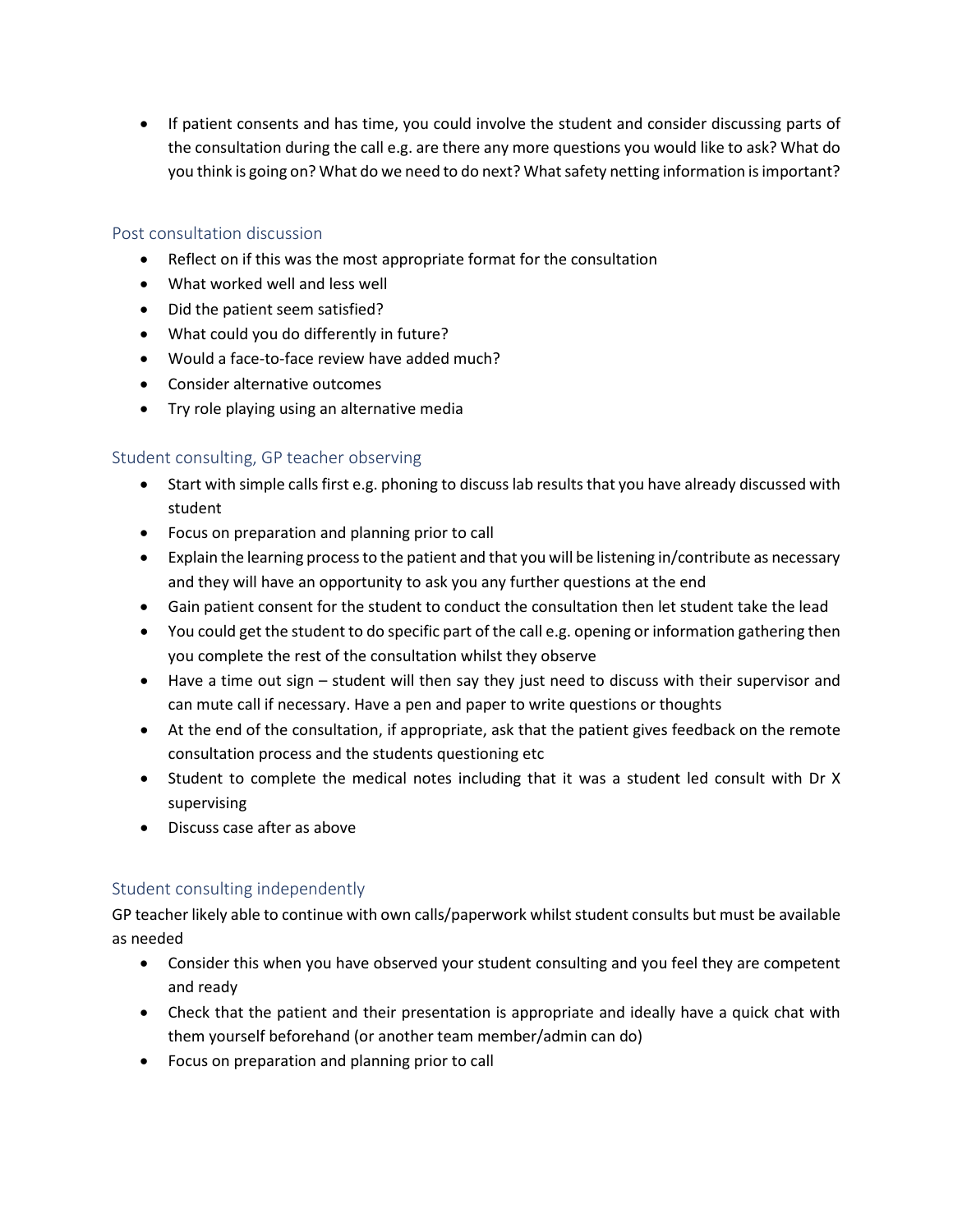- If patient consents and has time, you could involve the student and consider discussing parts of the consultation during the call e.g. are there any more questions you would like to ask? What do you think is going on? What do we need to do next? What safety netting information is important?

### Post consultation discussion

- Reflect on if this was the most appropriate format for the consultation
- What worked well and less well
- Did the patient seem satisfied?
- What could you do differently in future?
- Would a face-to-face review have added much?
- Consider alternative outcomes
- Try role playing using an alternative media

### Student consulting, GP teacher observing

- Start with simple calls first e.g. phoning to discuss lab results that you have already discussed with student
- Focus on preparation and planning prior to call
- Explain the learning process to the patient and that you will be listening in/contribute as necessary and they will have an opportunity to ask you any further questions at the end
- Gain patient consent for the student to conduct the consultation then let student take the lead
- You could get the student to do specific part of the call e.g. opening or information gathering then you complete the rest of the consultation whilst they observe
- Have a time out sign – student will then say they just need to discuss with their supervisor and can mute call if necessary. Have a pen and paper to write questions or thoughts
- At the end of the consultation, if appropriate, ask that the patient gives feedback on the remote consultation process and the students questioning etc
- Student to complete the medical notes including that it was a student led consult with Dr X supervising
- Discuss case after as above

### Student consulting independently

GP teacher likely able to continue with own calls/paperwork whilst student consults but must be available as needed

- Consider this when you have observed your student consulting and you feel they are competent and ready
- Check that the patient and their presentation is appropriate and ideally have a quick chat with them yourself beforehand (or another team member/admin can do)
- Focus on preparation and planning prior to call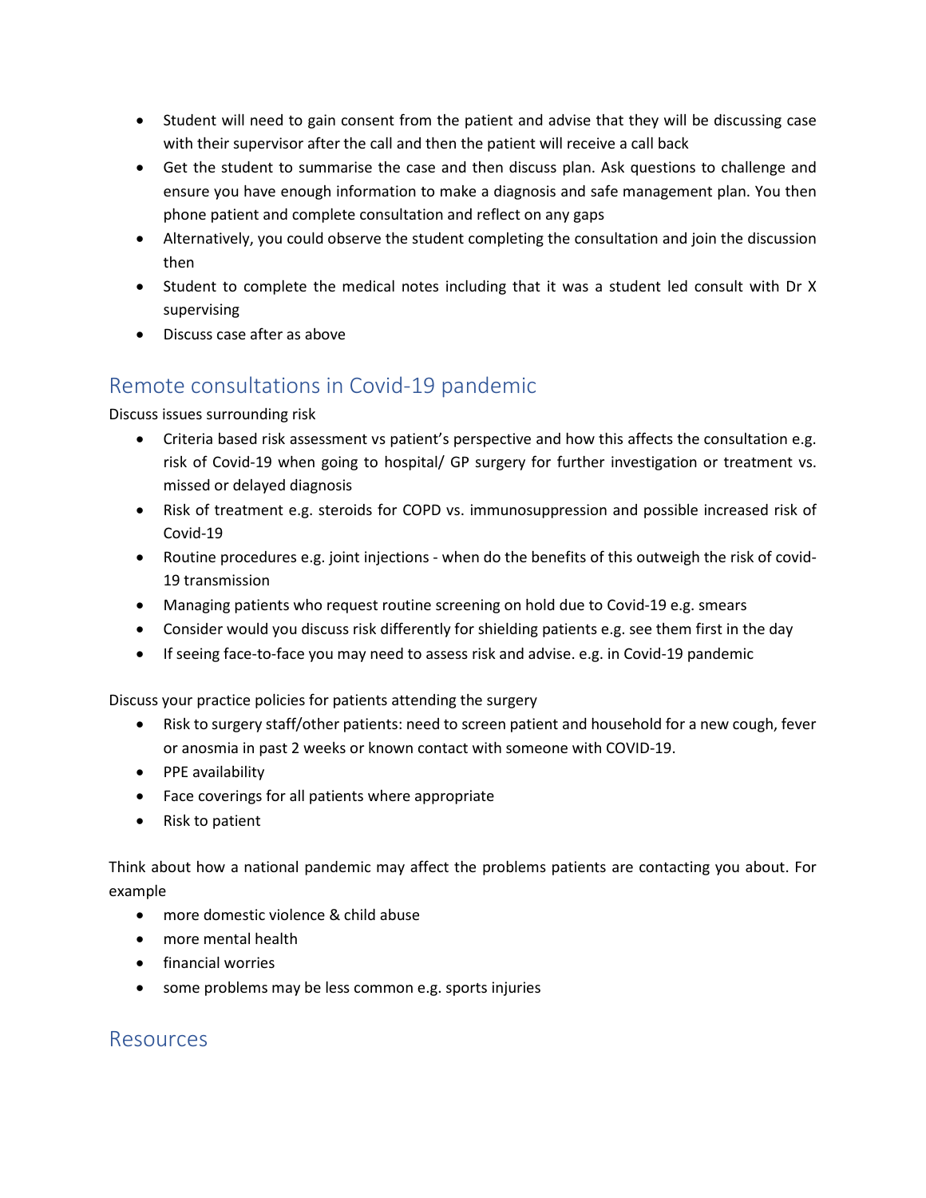- Student will need to gain consent from the patient and advise that they will be discussing case with their supervisor after the call and then the patient will receive a call back
- Get the student to summarise the case and then discuss plan. Ask questions to challenge and ensure you have enough information to make a diagnosis and safe management plan. You then phone patient and complete consultation and reflect on any gaps
- Alternatively, you could observe the student completing the consultation and join the discussion then
- Student to complete the medical notes including that it was a student led consult with Dr X supervising
- Discuss case after as above

## Remote consultations in Covid-19 pandemic

Discuss issues surrounding risk

- Criteria based risk assessment vs patient's perspective and how this affects the consultation e.g. risk of Covid-19 when going to hospital/ GP surgery for further investigation or treatment vs. missed or delayed diagnosis
- Risk of treatment e.g. steroids for COPD vs. immunosuppression and possible increased risk of Covid-19
- Routine procedures e.g. joint injections - when do the benefits of this outweigh the risk of covid-19 transmission
- Managing patients who request routine screening on hold due to Covid-19 e.g. smears
- Consider would you discuss risk differently for shielding patients e.g. see them first in the day
- If seeing face-to-face you may need to assess risk and advise. e.g. in Covid-19 pandemic

Discuss your practice policies for patients attending the surgery

- Risk to surgery staff/other patients: need to screen patient and household for a new cough, fever or anosmia in past 2 weeks or known contact with someone with COVID-19.
- PPE availability
- Face coverings for all patients where appropriate
- Risk to patient

Think about how a national pandemic may affect the problems patients are contacting you about. For example

- more domestic violence & child abuse
- more mental health
- financial worries
- some problems may be less common e.g. sports injuries

## Resources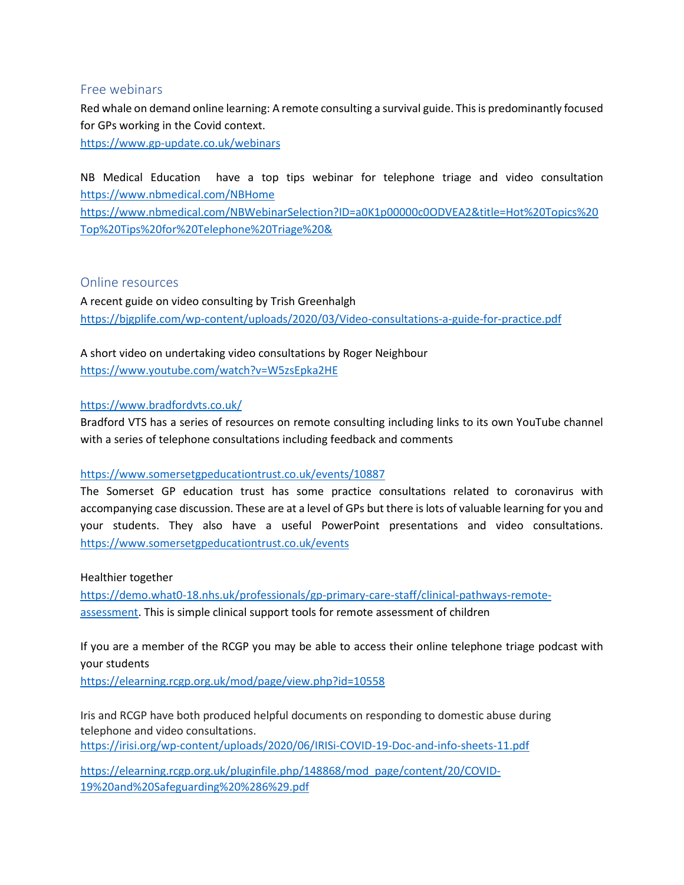## Free webinars

Red whale on demand online learning: A remote consulting a survival guide. This is predominantly focused for GPs working in the Covid context.
https://www.gp-update.co.uk/webinars

NB Medical Education have a top tips webinar for telephone triage and video consultation https://www.nbmedical.com/NBHome
https://www.nbmedical.com/NBWebinarSelection?ID=a0K1p00000c0ODVEA2&title=Hot%20Topics%20Top%20Tips%20for%20Telephone%20Triage%20&

## Online resources

A recent guide on video consulting by Trish Greenhalgh
https://bjgplife.com/wp-content/uploads/2020/03/Video-consultations-a-guide-for-practice.pdf

A short video on undertaking video consultations by Roger Neighbour
https://www.youtube.com/watch?v=W5zsEpka2HE

https://www.bradfordvts.co.uk/
Bradford VTS has a series of resources on remote consulting including links to its own YouTube channel with a series of telephone consultations including feedback and comments

https://www.somersetgpeducationtrust.co.uk/events/10887
The Somerset GP education trust has some practice consultations related to coronavirus with accompanying case discussion. These are at a level of GPs but there is lots of valuable learning for you and your students. They also have a useful PowerPoint presentations and video consultations. https://www.somersetgpeducationtrust.co.uk/events

Healthier together
https://demo.what0-18.nhs.uk/professionals/gp-primary-care-staff/clinical-pathways-remote-assessment. This is simple clinical support tools for remote assessment of children

If you are a member of the RCGP you may be able to access their online telephone triage podcast with your students
https://elearning.rcgp.org.uk/mod/page/view.php?id=10558

Iris and RCGP have both produced helpful documents on responding to domestic abuse during telephone and video consultations.
https://irisi.org/wp-content/uploads/2020/06/IRISi-COVID-19-Doc-and-info-sheets-11.pdf

https://elearning.rcgp.org.uk/pluginfile.php/148868/mod_page/content/20/COVID-19%20and%20Safeguarding%20%286%29.pdf